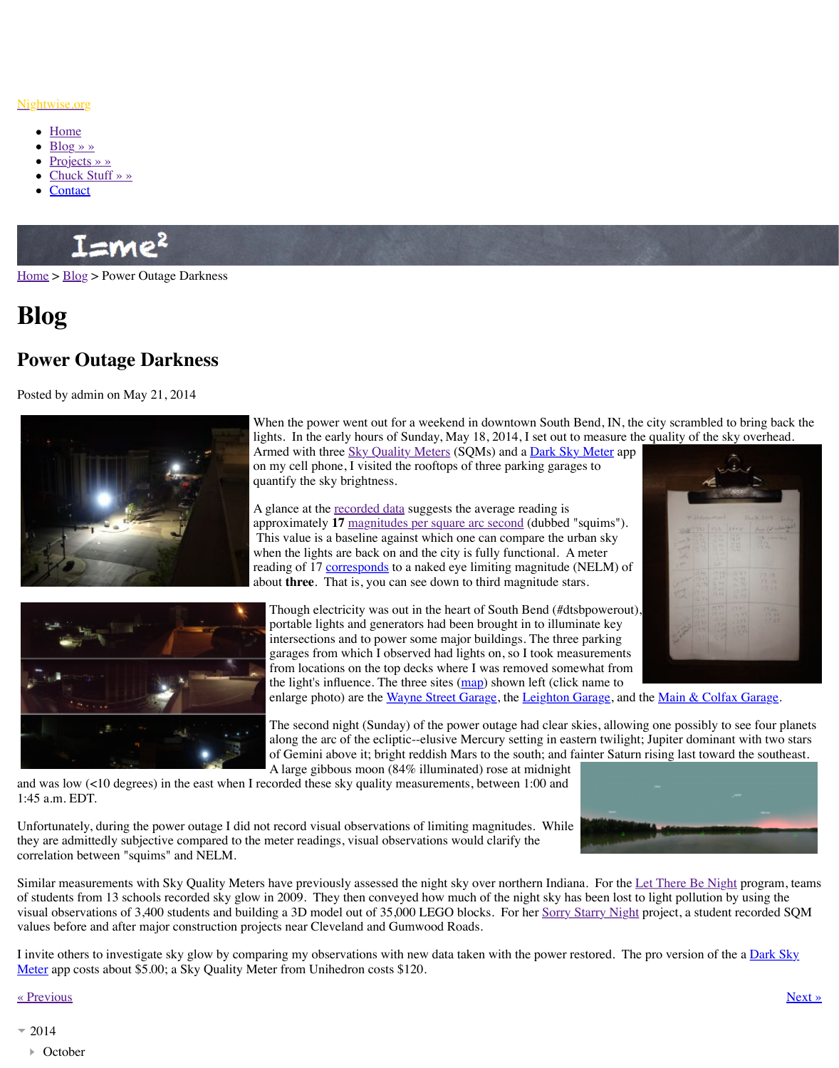Nightwise.org

- Home
- Blog » »
- Projects » »
- Chuck Stuff » »
- Contact

Home > Blog > Power Outage Darkness

# Blog

## Power Outage Darkness

Posted by admin on May 21, 2014

When the power went out for a weekend in downtown South Bend, IN, the city scrambled to bring back the lights. In the early hours of Sunday, May 18, 2014, I set out to measure the quality of the sky overhead. Armed with three Sky Quality Meters (SQMs) and a Dark Sky Meter app on my cell phone, I visited the rooftops of three parking garages to quantify the sky brightness.

A glance at the recorded data suggests the average reading is approximately **17** magnitudes per square arc second (dubbed "squims"). This value is a baseline against which one can compare the urban sky when the lights are back on and the city is fully functional. A meter reading of 17 corresponds to a naked eye limiting magnitude (NELM) of about **three**. That is, you can see down to third magnitude stars.

Though electricity was out in the heart of South Bend (#dtsbpowerout), portable lights and generators had been brought in to illuminate key intersections and to power some major buildings. The three parking garages from which I observed had lights on, so I took measurements from locations on the top decks where I was removed somewhat from the light's influence. The three sites (map) shown left (click name to enlarge photo) are the Wayne Street Garage, the Leighton Garage, and the Main & Colfax Garage.

The second night (Sunday) of the power outage had clear skies, allowing one possibly to see four planets along the arc of the ecliptic--elusive Mercury setting in eastern twilight; Jupiter dominant with two stars of Gemini above it; bright reddish Mars to the south; and fainter Saturn rising last toward the southeast. A large gibbous moon (84% illuminated) rose at midnight and was low (<10 degrees) in the east when I recorded these sky quality measurements, between 1:00 and 1:45 a.m. EDT.

Unfortunately, during the power outage I did not record visual observations of limiting magnitudes. While they are admittedly subjective compared to the meter readings, visual observations would clarify the correlation between "squims" and NELM.

Similar measurements with Sky Quality Meters have previously assessed the night sky over northern Indiana. For the Let There Be Night program, teams of students from 13 schools recorded sky glow in 2009. They then conveyed how much of the night sky has been lost to light pollution by using the visual observations of 3,400 students and building a 3D model out of 35,000 LEGO blocks. For her Sorry Starry Night project, a student recorded SQM values before and after major construction projects near Cleveland and Gumwood Roads.

I invite others to investigate sky glow by comparing my observations with new data taken with the power restored. The pro version of the a Dark Sky Meter app costs about $5.00; a Sky Quality Meter from Unihedron costs $120.

« Previous | Next »

- 2014
  - October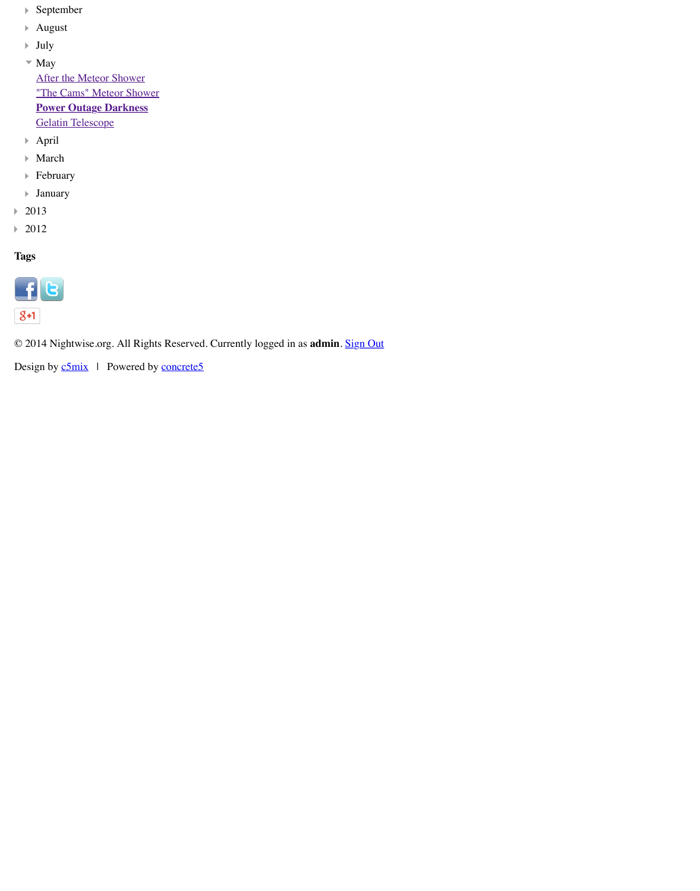- September
- August
- July
- May
  - After the Meteor Shower
  - "The Cams" Meteor Shower
  - **Power Outage Darkness**
  - Gelatin Telescope
- April
- March
- February
- January

- 2013
- 2012

**Tags**

© 2014 Nightwise.org. All Rights Reserved. Currently logged in as **admin**. Sign Out

Design by c5mix | Powered by concrete5